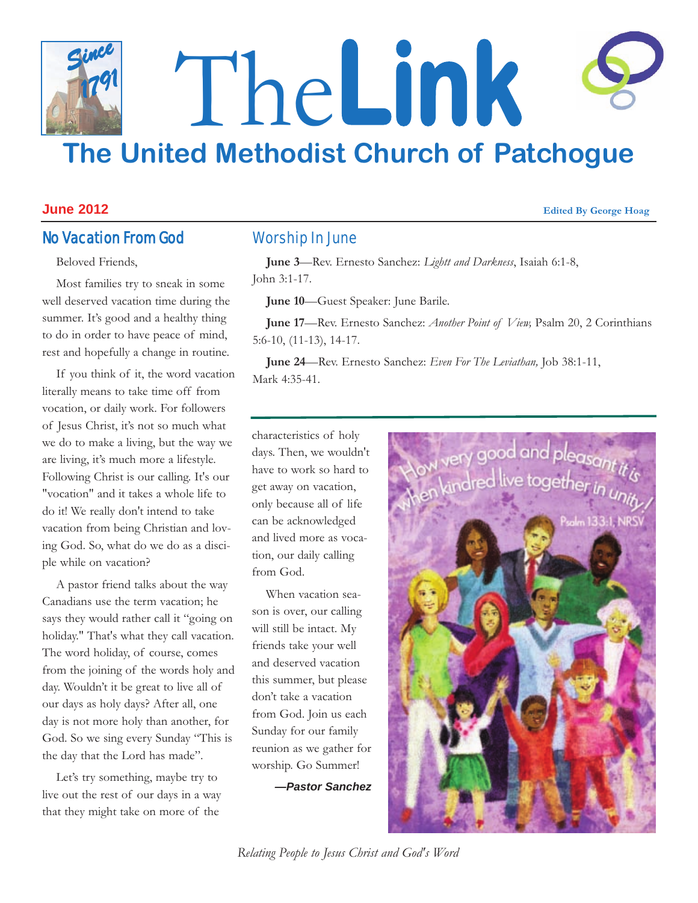# The Link

## The United Methodist Church of Patchogue

**June 2012**

**Edited By George Hoag**

## No Vacation From God

Beloved Friends,

Most families try to sneak in some well deserved vacation time during the summer. It's good and a healthy thing to do in order to have peace of mind, rest and hopefully a change in routine.

If you think of it, the word vacation literally means to take time off from vocation, or daily work. For followers of Jesus Christ, it's not so much what we do to make a living, but the way we are living, it's much more a lifestyle. Following Christ is our calling. It's our "vocation" and it takes a whole life to do it! We really don't intend to take vacation from being Christian and loving God. So, what do we do as a disciple while on vacation?

A pastor friend talks about the way Canadians use the term vacation; he says they would rather call it "going on holiday." That's what they call vacation. The word holiday, of course, comes from the joining of the words holy and day. Wouldn't it be great to live all of our days as holy days? After all, one day is not more holy than another, for God. So we sing every Sunday "This is the day that the Lord has made".

Let's try something, maybe try to live out the rest of our days in a way that they might take on more of the characteristics of holy days. Then, we wouldn't have to work so hard to get away on vacation, only because all of life can be acknowledged and lived more as vocation, our daily calling from God.

When vacation season is over, our calling will still be intact. My friends take your well and deserved vacation this summer, but please don't take a vacation from God. Join us each Sunday for our family reunion as we gather for worship. Go Summer!

***—Pastor Sanchez***

## Worship In June

**June 3**—Rev. Ernesto Sanchez: *Lightt and Darkness*, Isaiah 6:1-8, John 3:1-17.

**June 10**—Guest Speaker: June Barile.

**June 17**—Rev. Ernesto Sanchez: *Another Point of View,* Psalm 20, 2 Corinthians 5:6-10, (11-13), 14-17.

**June 24**—Rev. Ernesto Sanchez: *Even For The Leviathan,* Job 38:1-11, Mark 4:35-41.

*Relating People to Jesus Christ and God's Word*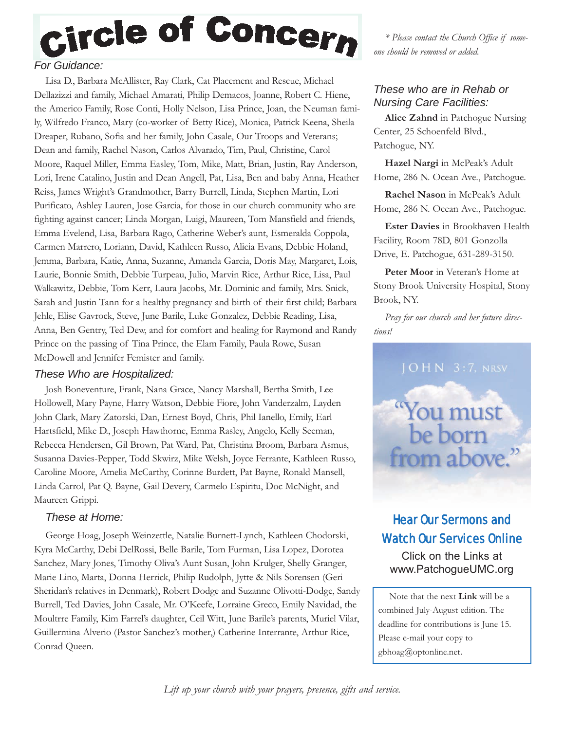# Circle of Concern

### For Guidance:

Lisa D., Barbara McAllister, Ray Clark, Cat Placement and Rescue, Michael Dellazizzi and family, Michael Amarati, Philip Demacos, Joanne, Robert C. Hiene, the Americo Family, Rose Conti, Holly Nelson, Lisa Prince, Joan, the Neuman family, Wilfredo Franco, Mary (co-worker of Betty Rice), Monica, Patrick Keena, Sheila Dreaper, Rubano, Sofia and her family, John Casale, Our Troops and Veterans; Dean and family, Rachel Nason, Carlos Alvarado, Tim, Paul, Christine, Carol Moore, Raquel Miller, Emma Easley, Tom, Mike, Matt, Brian, Justin, Ray Anderson, Lori, Irene Catalino, Justin and Dean Angell, Pat, Lisa, Ben and baby Anna, Heather Reiss, James Wright's Grandmother, Barry Burrell, Linda, Stephen Martin, Lori Purificato, Ashley Lauren, Jose Garcia, for those in our church community who are fighting against cancer; Linda Morgan, Luigi, Maureen, Tom Mansfield and friends, Emma Evelend, Lisa, Barbara Rago, Catherine Weber's aunt, Esmeralda Coppola, Carmen Marrero, Loriann, David, Kathleen Russo, Alicia Evans, Debbie Holand, Jemma, Barbara, Katie, Anna, Suzanne, Amanda Garcia, Doris May, Margaret, Lois, Laurie, Bonnie Smith, Debbie Turpeau, Julio, Marvin Rice, Arthur Rice, Lisa, Paul Walkawitz, Debbie, Tom Kerr, Laura Jacobs, Mr. Dominic and family, Mrs. Snick, Sarah and Justin Tann for a healthy pregnancy and birth of their first child; Barbara Jehle, Elise Gavrock, Steve, June Barile, Luke Gonzalez, Debbie Reading, Lisa, Anna, Ben Gentry, Ted Dew, and for comfort and healing for Raymond and Randy Prince on the passing of Tina Prince, the Elam Family, Paula Rowe, Susan McDowell and Jennifer Femister and family.

### These Who are Hospitalized:

Josh Boneventure, Frank, Nana Grace, Nancy Marshall, Bertha Smith, Lee Hollowell, Mary Payne, Harry Watson, Debbie Fiore, John Vanderzalm, Layden John Clark, Mary Zatorski, Dan, Ernest Boyd, Chris, Phil Ianello, Emily, Earl Hartsfield, Mike D., Joseph Hawthorne, Emma Rasley, Angelo, Kelly Seeman, Rebecca Hendersen, Gil Brown, Pat Ward, Pat, Christina Broom, Barbara Asmus, Susanna Davies-Pepper, Todd Skwirz, Mike Welsh, Joyce Ferrante, Kathleen Russo, Caroline Moore, Amelia McCarthy, Corinne Burdett, Pat Bayne, Ronald Mansell, Linda Carrol, Pat Q. Bayne, Gail Devery, Carmelo Espiritu, Doc McNight, and Maureen Grippi.

### These at Home:

George Hoag, Joseph Weinzettle, Natalie Burnett-Lynch, Kathleen Chodorski, Kyra McCarthy, Debi DelRossi, Belle Barile, Tom Furman, Lisa Lopez, Dorotea Sanchez, Mary Jones, Timothy Oliva's Aunt Susan, John Krulger, Shelly Granger, Marie Lino, Marta, Donna Herrick, Philip Rudolph, Jytte & Nils Sorensen (Geri Sheridan's relatives in Denmark), Robert Dodge and Suzanne Olivotti-Dodge, Sandy Burrell, Ted Davies, John Casale, Mr. O'Keefe, Lorraine Greco, Emily Navidad, the Moultrre Family, Kim Farrel's daughter, Ceil Witt, June Barile's parents, Muriel Vilar, Guillermina Alverio (Pastor Sanchez's mother,) Catherine Interrante, Arthur Rice, Conrad Queen.

*\* Please contact the Church Office if someone should be removed or added.*

### These who are in Rehab or Nursing Care Facilities:

**Alice Zahnd** in Patchogue Nursing Center, 25 Schoenfeld Blvd., Patchogue, NY.

**Hazel Nargi** in McPeak's Adult Home, 286 N. Ocean Ave., Patchogue.

**Rachel Nason** in McPeak's Adult Home, 286 N. Ocean Ave., Patchogue.

**Ester Davies** in Brookhaven Health Facility, Room 78D, 801 Gonzolla Drive, E. Patchogue, 631-289-3150.

**Peter Moor** in Veteran's Home at Stony Brook University Hospital, Stony Brook, NY.

*Pray for our church and her future directions!*

JOHN 3:7, NRSV

"You must be born from above."

## Hear Our Sermons and Watch Our Services Online

Click on the Links at www.PatchogueUMC.org

Note that the next **Link** will be a combined July-August edition. The deadline for contributions is June 15. Please e-mail your copy to gbhoag@optonline.net.

*Lift up your church with your prayers, presence, gifts and service.*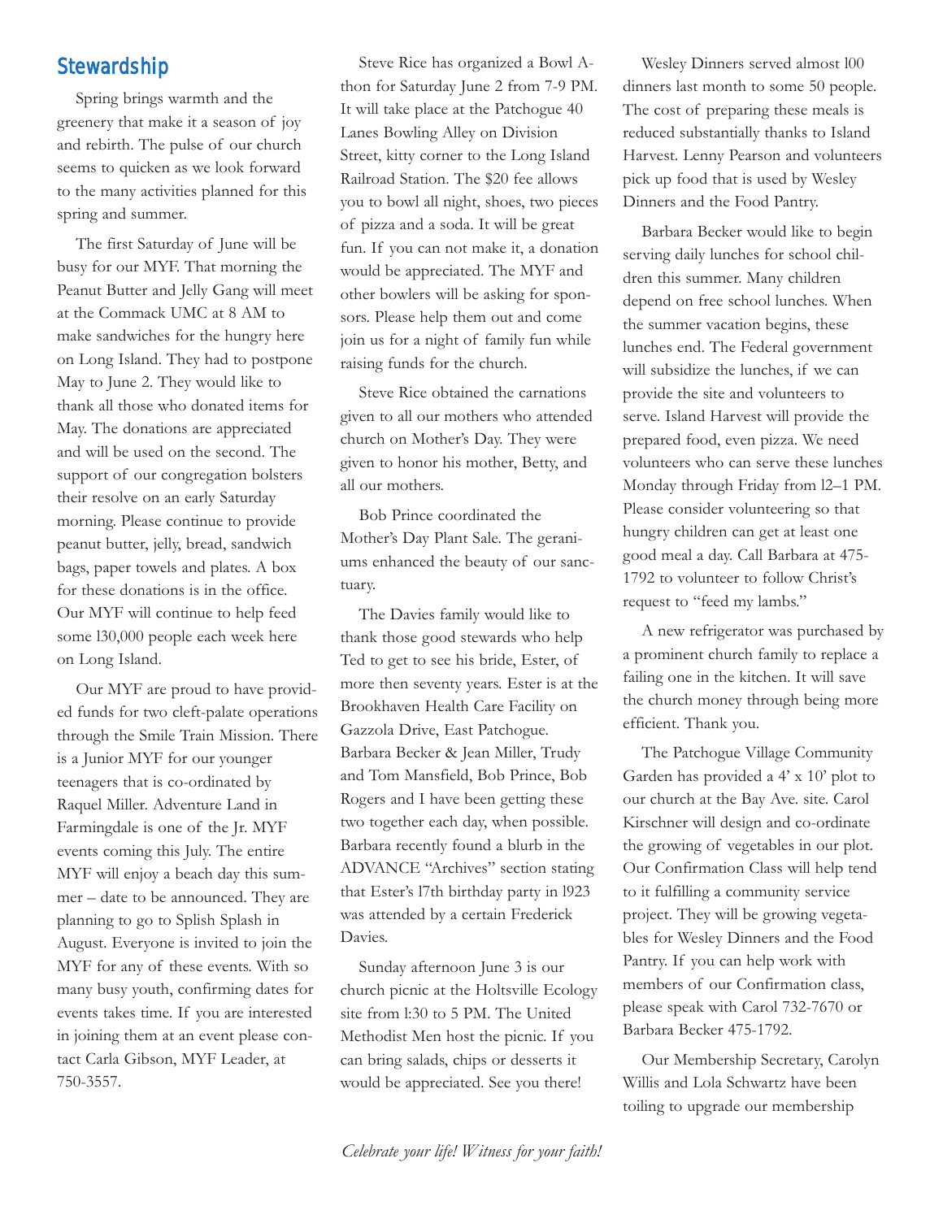## Stewardship

Spring brings warmth and the greenery that make it a season of joy and rebirth. The pulse of our church seems to quicken as we look forward to the many activities planned for this spring and summer.

The first Saturday of June will be busy for our MYF. That morning the Peanut Butter and Jelly Gang will meet at the Commack UMC at 8 AM to make sandwiches for the hungry here on Long Island. They had to postpone May to June 2. They would like to thank all those who donated items for May. The donations are appreciated and will be used on the second. The support of our congregation bolsters their resolve on an early Saturday morning. Please continue to provide peanut butter, jelly, bread, sandwich bags, paper towels and plates. A box for these donations is in the office. Our MYF will continue to help feed some 130,000 people each week here on Long Island.

Our MYF are proud to have provided funds for two cleft-palate operations through the Smile Train Mission. There is a Junior MYF for our younger teenagers that is co-ordinated by Raquel Miller. Adventure Land in Farmingdale is one of the Jr. MYF events coming this July. The entire MYF will enjoy a beach day this summer – date to be announced. They are planning to go to Splish Splash in August. Everyone is invited to join the MYF for any of these events. With so many busy youth, confirming dates for events takes time. If you are interested in joining them at an event please contact Carla Gibson, MYF Leader, at 750-3557.

Steve Rice has organized a Bowl A-thon for Saturday June 2 from 7-9 PM. It will take place at the Patchogue 40 Lanes Bowling Alley on Division Street, kitty corner to the Long Island Railroad Station. The $20 fee allows you to bowl all night, shoes, two pieces of pizza and a soda. It will be great fun. If you can not make it, a donation would be appreciated. The MYF and other bowlers will be asking for sponsors. Please help them out and come join us for a night of family fun while raising funds for the church.

Steve Rice obtained the carnations given to all our mothers who attended church on Mother's Day. They were given to honor his mother, Betty, and all our mothers.

Bob Prince coordinated the Mother's Day Plant Sale. The geraniums enhanced the beauty of our sanctuary.

The Davies family would like to thank those good stewards who help Ted to get to see his bride, Ester, of more then seventy years. Ester is at the Brookhaven Health Care Facility on Gazzola Drive, East Patchogue. Barbara Becker & Jean Miller, Trudy and Tom Mansfield, Bob Prince, Bob Rogers and I have been getting these two together each day, when possible. Barbara recently found a blurb in the ADVANCE "Archives" section stating that Ester's 17th birthday party in 1923 was attended by a certain Frederick Davies.

Sunday afternoon June 3 is our church picnic at the Holtsville Ecology site from 1:30 to 5 PM. The United Methodist Men host the picnic. If you can bring salads, chips or desserts it would be appreciated. See you there!

Wesley Dinners served almost 100 dinners last month to some 50 people. The cost of preparing these meals is reduced substantially thanks to Island Harvest. Lenny Pearson and volunteers pick up food that is used by Wesley Dinners and the Food Pantry.

Barbara Becker would like to begin serving daily lunches for school children this summer. Many children depend on free school lunches. When the summer vacation begins, these lunches end. The Federal government will subsidize the lunches, if we can provide the site and volunteers to serve. Island Harvest will provide the prepared food, even pizza. We need volunteers who can serve these lunches Monday through Friday from 12–1 PM. Please consider volunteering so that hungry children can get at least one good meal a day. Call Barbara at 475-1792 to volunteer to follow Christ's request to "feed my lambs."

A new refrigerator was purchased by a prominent church family to replace a failing one in the kitchen. It will save the church money through being more efficient. Thank you.

The Patchogue Village Community Garden has provided a 4' x 10' plot to our church at the Bay Ave. site. Carol Kirschner will design and co-ordinate the growing of vegetables in our plot. Our Confirmation Class will help tend to it fulfilling a community service project. They will be growing vegetables for Wesley Dinners and the Food Pantry. If you can help work with members of our Confirmation class, please speak with Carol 732-7670 or Barbara Becker 475-1792.

Our Membership Secretary, Carolyn Willis and Lola Schwartz have been toiling to upgrade our membership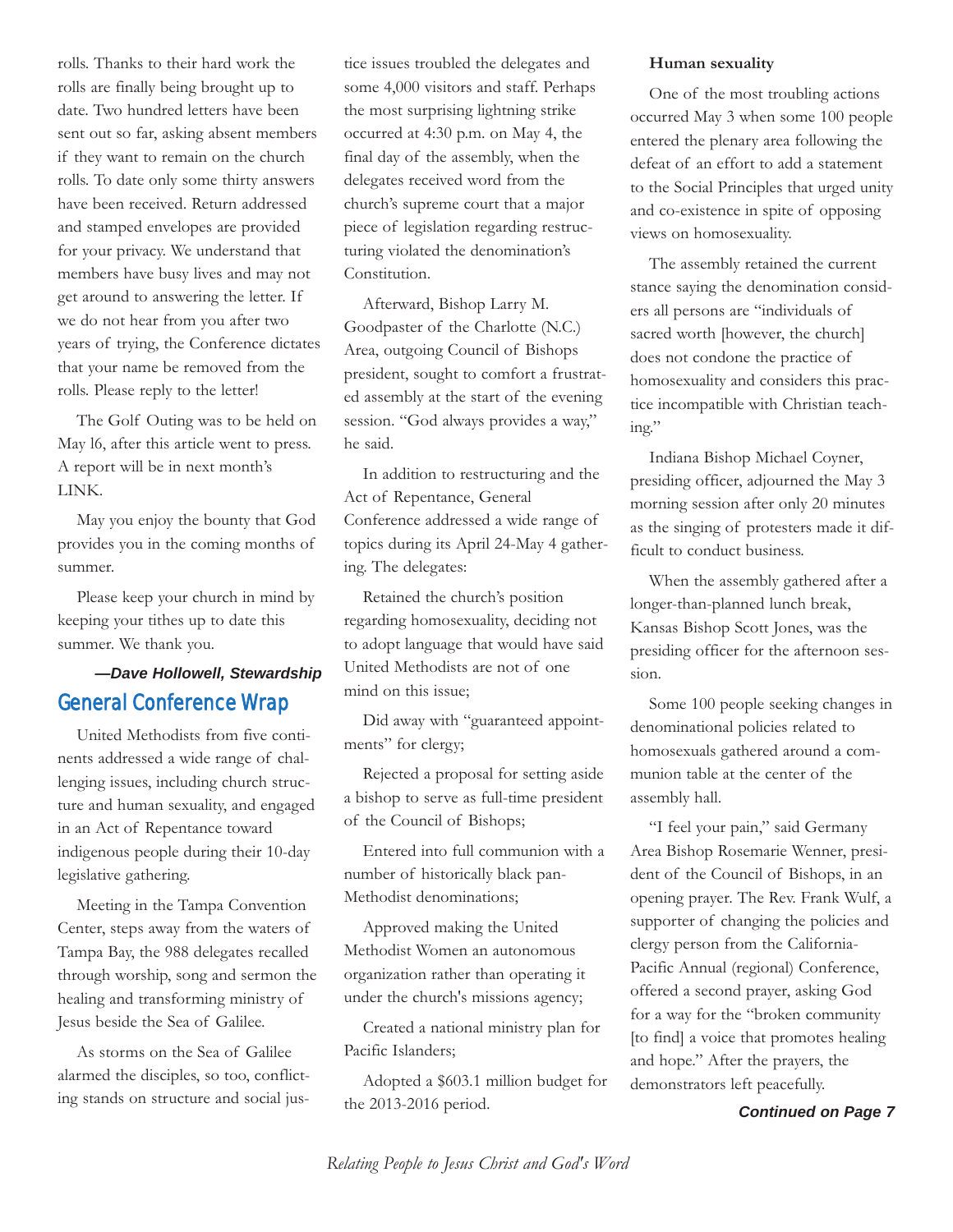rolls. Thanks to their hard work the rolls are finally being brought up to date. Two hundred letters have been sent out so far, asking absent members if they want to remain on the church rolls. To date only some thirty answers have been received. Return addressed and stamped envelopes are provided for your privacy. We understand that members have busy lives and may not get around to answering the letter. If we do not hear from you after two years of trying, the Conference dictates that your name be removed from the rolls. Please reply to the letter!

The Golf Outing was to be held on May 16, after this article went to press. A report will be in next month's LINK.

May you enjoy the bounty that God provides you in the coming months of summer.

Please keep your church in mind by keeping your tithes up to date this summer. We thank you.

***—Dave Hollowell, Stewardship***

## General Conference Wrap

United Methodists from five continents addressed a wide range of challenging issues, including church structure and human sexuality, and engaged in an Act of Repentance toward indigenous people during their 10-day legislative gathering.

Meeting in the Tampa Convention Center, steps away from the waters of Tampa Bay, the 988 delegates recalled through worship, song and sermon the healing and transforming ministry of Jesus beside the Sea of Galilee.

As storms on the Sea of Galilee alarmed the disciples, so too, conflicting stands on structure and social justice issues troubled the delegates and some 4,000 visitors and staff. Perhaps the most surprising lightning strike occurred at 4:30 p.m. on May 4, the final day of the assembly, when the delegates received word from the church's supreme court that a major piece of legislation regarding restructuring violated the denomination's Constitution.

Afterward, Bishop Larry M. Goodpaster of the Charlotte (N.C.) Area, outgoing Council of Bishops president, sought to comfort a frustrated assembly at the start of the evening session. "God always provides a way," he said.

In addition to restructuring and the Act of Repentance, General Conference addressed a wide range of topics during its April 24-May 4 gathering. The delegates:

Retained the church's position regarding homosexuality, deciding not to adopt language that would have said United Methodists are not of one mind on this issue;

Did away with "guaranteed appointments" for clergy;

Rejected a proposal for setting aside a bishop to serve as full-time president of the Council of Bishops;

Entered into full communion with a number of historically black pan-Methodist denominations;

Approved making the United Methodist Women an autonomous organization rather than operating it under the church's missions agency;

Created a national ministry plan for Pacific Islanders;

Adopted a $603.1 million budget for the 2013-2016 period.

**Human sexuality**

One of the most troubling actions occurred May 3 when some 100 people entered the plenary area following the defeat of an effort to add a statement to the Social Principles that urged unity and co-existence in spite of opposing views on homosexuality.

The assembly retained the current stance saying the denomination considers all persons are "individuals of sacred worth [however, the church] does not condone the practice of homosexuality and considers this practice incompatible with Christian teaching."

Indiana Bishop Michael Coyner, presiding officer, adjourned the May 3 morning session after only 20 minutes as the singing of protesters made it difficult to conduct business.

When the assembly gathered after a longer-than-planned lunch break, Kansas Bishop Scott Jones, was the presiding officer for the afternoon session.

Some 100 people seeking changes in denominational policies related to homosexuals gathered around a communion table at the center of the assembly hall.

"I feel your pain," said Germany Area Bishop Rosemarie Wenner, president of the Council of Bishops, in an opening prayer. The Rev. Frank Wulf, a supporter of changing the policies and clergy person from the California-Pacific Annual (regional) Conference, offered a second prayer, asking God for a way for the "broken community [to find] a voice that promotes healing and hope." After the prayers, the demonstrators left peacefully.

***Continued on Page 7***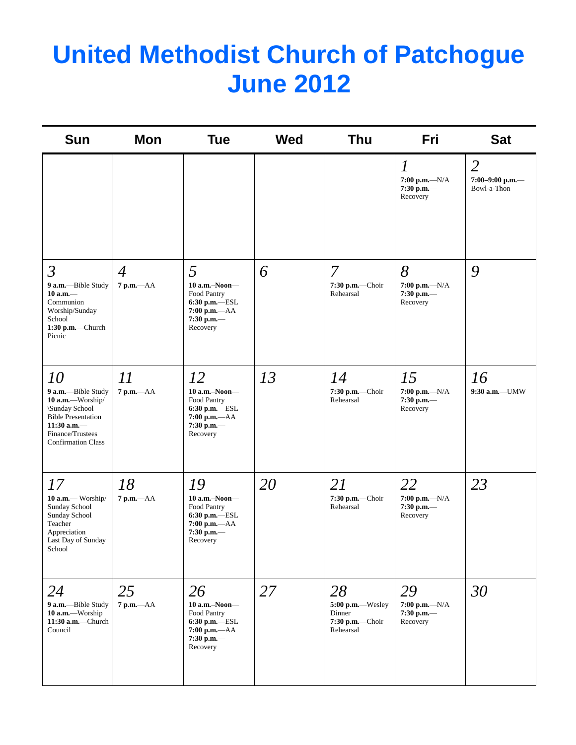# United Methodist Church of Patchogue June 2012

| Sun | Mon | Tue | Wed | Thu | Fri | Sat |
|---|---|---|---|---|---|---|
| | | | | | *1*<br>**7:00 p.m.**—N/A<br>**7:30 p.m.**—Recovery | *2*<br>**7:00–9:00 p.m.**—Bowl-a-Thon |
| *3*<br>**9 a.m.**—Bible Study<br>**10 a.m.**—Communion Worship/Sunday School<br>**1:30 p.m.**—Church Picnic | *4*<br>**7 p.m.**—AA | *5*<br>**10 a.m.–Noon**—Food Pantry<br>**6:30 p.m.**—ESL<br>**7:00 p.m.**—AA<br>**7:30 p.m.**—Recovery | *6* | *7*<br>**7:30 p.m.**—Choir Rehearsal | *8*<br>**7:00 p.m.**—N/A<br>**7:30 p.m.**—Recovery | *9* |
| *10*<br>**9 a.m.**—Bible Study<br>**10 a.m.**—Worship/\Sunday School Bible Presentation<br>**11:30 a.m.**—Finance/Trustees Confirmation Class | *11*<br>**7 p.m.**—AA | *12*<br>**10 a.m.–Noon**—Food Pantry<br>**6:30 p.m.**—ESL<br>**7:00 p.m.**—AA<br>**7:30 p.m.**—Recovery | *13* | *14*<br>**7:30 p.m.**—Choir Rehearsal | *15*<br>**7:00 p.m.**—N/A<br>**7:30 p.m.**—Recovery | *16*<br>**9:30 a.m.**—UMW |
| *17*<br>**10 a.m.**— Worship/ Sunday School<br>Sunday School Teacher Appreciation<br>Last Day of Sunday School | *18*<br>**7 p.m.**—AA | *19*<br>**10 a.m.–Noon**—Food Pantry<br>**6:30 p.m.**—ESL<br>**7:00 p.m.**—AA<br>**7:30 p.m.**—Recovery | *20* | *21*<br>**7:30 p.m.**—Choir Rehearsal | *22*<br>**7:00 p.m.**—N/A<br>**7:30 p.m.**—Recovery | *23* |
| *24*<br>**9 a.m.**—Bible Study<br>**10 a.m.**—Worship<br>**11:30 a.m.**—Church Council | *25*<br>**7 p.m.**—AA | *26*<br>**10 a.m.–Noon**—Food Pantry<br>**6:30 p.m.**—ESL<br>**7:00 p.m.**—AA<br>**7:30 p.m.**—Recovery | *27* | *28*<br>**5:00 p.m.**—Wesley Dinner<br>**7:30 p.m.**—Choir Rehearsal | *29*<br>**7:00 p.m.**—N/A<br>**7:30 p.m.**—Recovery | *30* |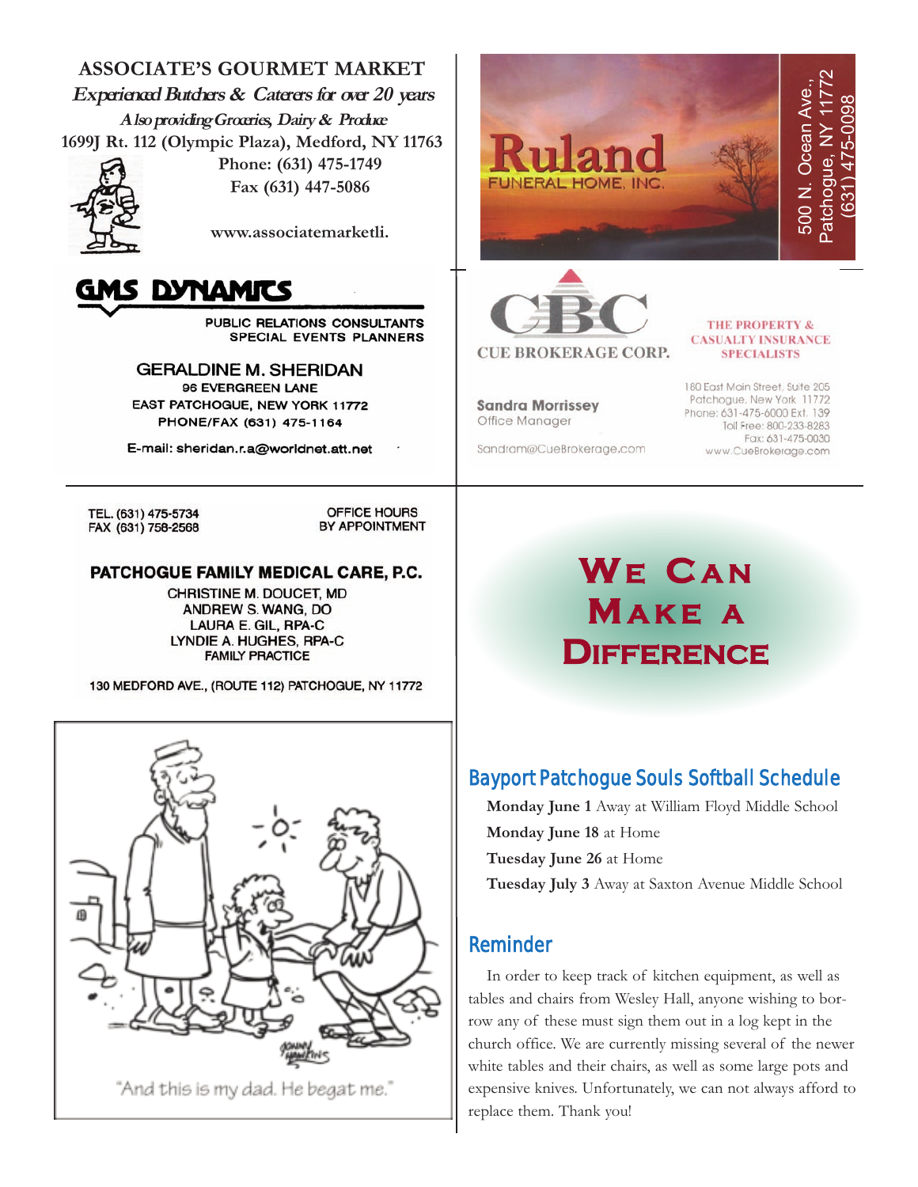**ASSOCIATE'S GOURMET MARKET**

*Experienced Butchers & Caterers for over 20 years*

*Also providing Groceries, Dairy & Produce*

1699J Rt. 112 (Olympic Plaza), Medford, NY 11763

Phone: (631) 475-1749

Fax (631) 447-5086

www.associatemarketli.

**GMS DYNAMICS**

PUBLIC RELATIONS CONSULTANTS
SPECIAL EVENTS PLANNERS

GERALDINE M. SHERIDAN
96 EVERGREEN LANE
EAST PATCHOGUE, NEW YORK 11772
PHONE/FAX (631) 475-1164

E-mail: sheridan.r.a@worldnet.att.net

TEL. (631) 475-5734
FAX (631) 758-2568

OFFICE HOURS
BY APPOINTMENT

**PATCHOGUE FAMILY MEDICAL CARE, P.C.**

CHRISTINE M. DOUCET, MD
ANDREW S. WANG, DO
LAURA E. GIL, RPA-C
LYNDIE A. HUGHES, RPA-C
FAMILY PRACTICE

130 MEDFORD AVE., (ROUTE 112) PATCHOGUE, NY 11772

"And this is my dad. He begat me."

**Ruland** FUNERAL HOME, INC.

500 N. Ocean Ave.,
Patchogue, NY 11772
(631) 475-0098

**CBC**
CUE BROKERAGE CORP.

THE PROPERTY & CASUALTY INSURANCE SPECIALISTS

**Sandra Morrissey**
Office Manager

Sandram@CueBrokerage.com

180 East Main Street, Suite 205
Patchogue, New York 11772
Phone: 631-475-6000 Ext. 139
Toll Free: 800-233-8283
Fax: 631-475-0030
www.CueBrokerage.com

# We Can Make a Difference

## Bayport Patchogue Souls Softball Schedule

**Monday June 1** Away at William Floyd Middle School
**Monday June 18** at Home
**Tuesday June 26** at Home
**Tuesday July 3** Away at Saxton Avenue Middle School

## Reminder

In order to keep track of kitchen equipment, as well as tables and chairs from Wesley Hall, anyone wishing to borrow any of these must sign them out in a log kept in the church office. We are currently missing several of the newer white tables and their chairs, as well as some large pots and expensive knives. Unfortunately, we can not always afford to replace them. Thank you!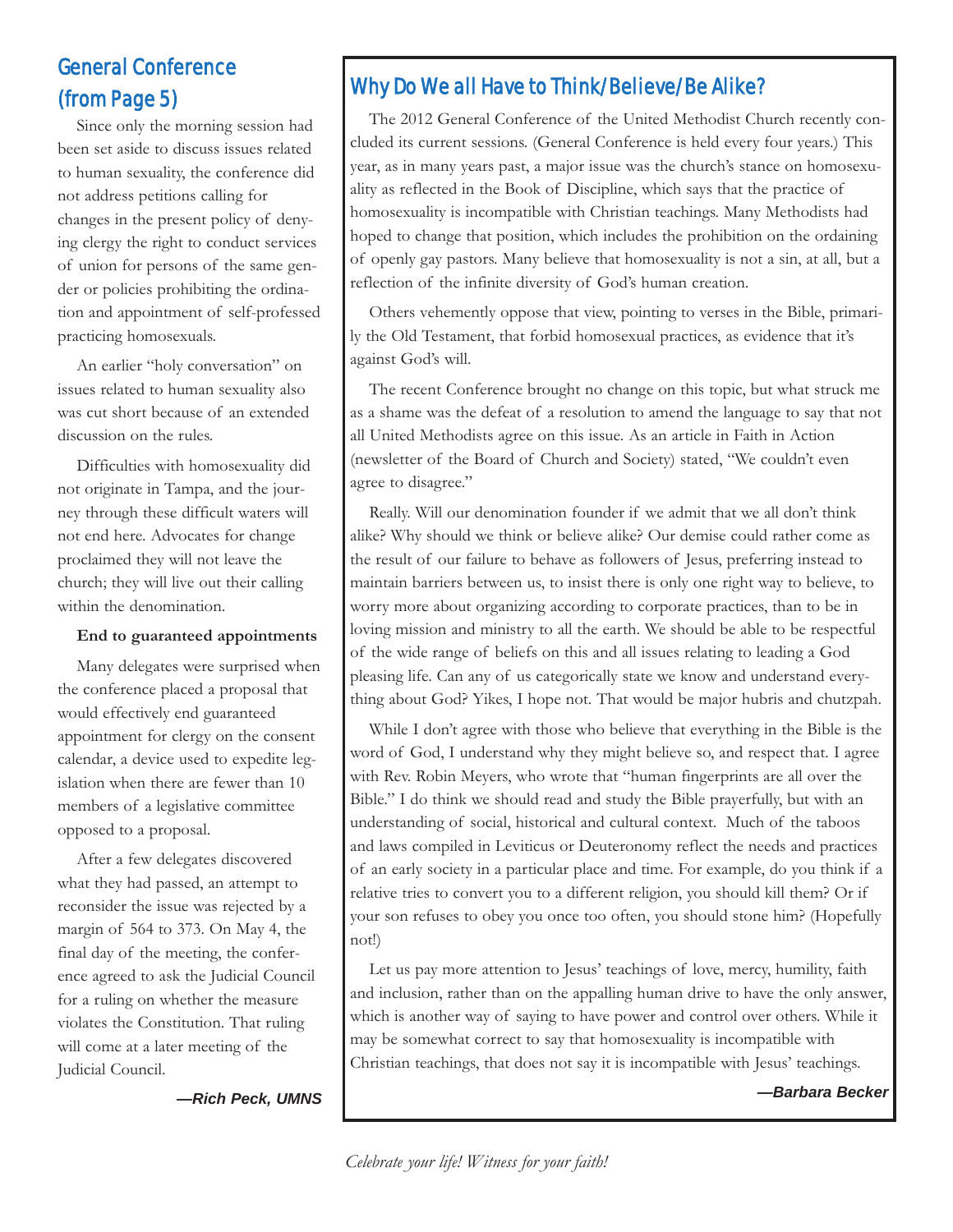## General Conference (from Page 5)

Since only the morning session had been set aside to discuss issues related to human sexuality, the conference did not address petitions calling for changes in the present policy of denying clergy the right to conduct services of union for persons of the same gender or policies prohibiting the ordination and appointment of self-professed practicing homosexuals.

An earlier "holy conversation" on issues related to human sexuality also was cut short because of an extended discussion on the rules.

Difficulties with homosexuality did not originate in Tampa, and the journey through these difficult waters will not end here. Advocates for change proclaimed they will not leave the church; they will live out their calling within the denomination.

**End to guaranteed appointments**

Many delegates were surprised when the conference placed a proposal that would effectively end guaranteed appointment for clergy on the consent calendar, a device used to expedite legislation when there are fewer than 10 members of a legislative committee opposed to a proposal.

After a few delegates discovered what they had passed, an attempt to reconsider the issue was rejected by a margin of 564 to 373. On May 4, the final day of the meeting, the conference agreed to ask the Judicial Council for a ruling on whether the measure violates the Constitution. That ruling will come at a later meeting of the Judicial Council.

***—Rich Peck, UMNS***

## Why Do We all Have to Think/Believe/Be Alike?

The 2012 General Conference of the United Methodist Church recently concluded its current sessions. (General Conference is held every four years.) This year, as in many years past, a major issue was the church's stance on homosexuality as reflected in the Book of Discipline, which says that the practice of homosexuality is incompatible with Christian teachings. Many Methodists had hoped to change that position, which includes the prohibition on the ordaining of openly gay pastors. Many believe that homosexuality is not a sin, at all, but a reflection of the infinite diversity of God's human creation.

Others vehemently oppose that view, pointing to verses in the Bible, primarily the Old Testament, that forbid homosexual practices, as evidence that it's against God's will.

The recent Conference brought no change on this topic, but what struck me as a shame was the defeat of a resolution to amend the language to say that not all United Methodists agree on this issue. As an article in Faith in Action (newsletter of the Board of Church and Society) stated, "We couldn't even agree to disagree."

Really. Will our denomination founder if we admit that we all don't think alike? Why should we think or believe alike? Our demise could rather come as the result of our failure to behave as followers of Jesus, preferring instead to maintain barriers between us, to insist there is only one right way to believe, to worry more about organizing according to corporate practices, than to be in loving mission and ministry to all the earth. We should be able to be respectful of the wide range of beliefs on this and all issues relating to leading a God pleasing life. Can any of us categorically state we know and understand everything about God? Yikes, I hope not. That would be major hubris and chutzpah.

While I don't agree with those who believe that everything in the Bible is the word of God, I understand why they might believe so, and respect that. I agree with Rev. Robin Meyers, who wrote that "human fingerprints are all over the Bible." I do think we should read and study the Bible prayerfully, but with an understanding of social, historical and cultural context. Much of the taboos and laws compiled in Leviticus or Deuteronomy reflect the needs and practices of an early society in a particular place and time. For example, do you think if a relative tries to convert you to a different religion, you should kill them? Or if your son refuses to obey you once too often, you should stone him? (Hopefully not!)

Let us pay more attention to Jesus' teachings of love, mercy, humility, faith and inclusion, rather than on the appalling human drive to have the only answer, which is another way of saying to have power and control over others. While it may be somewhat correct to say that homosexuality is incompatible with Christian teachings, that does not say it is incompatible with Jesus' teachings.

***—Barbara Becker***

*Celebrate your life! Witness for your faith!*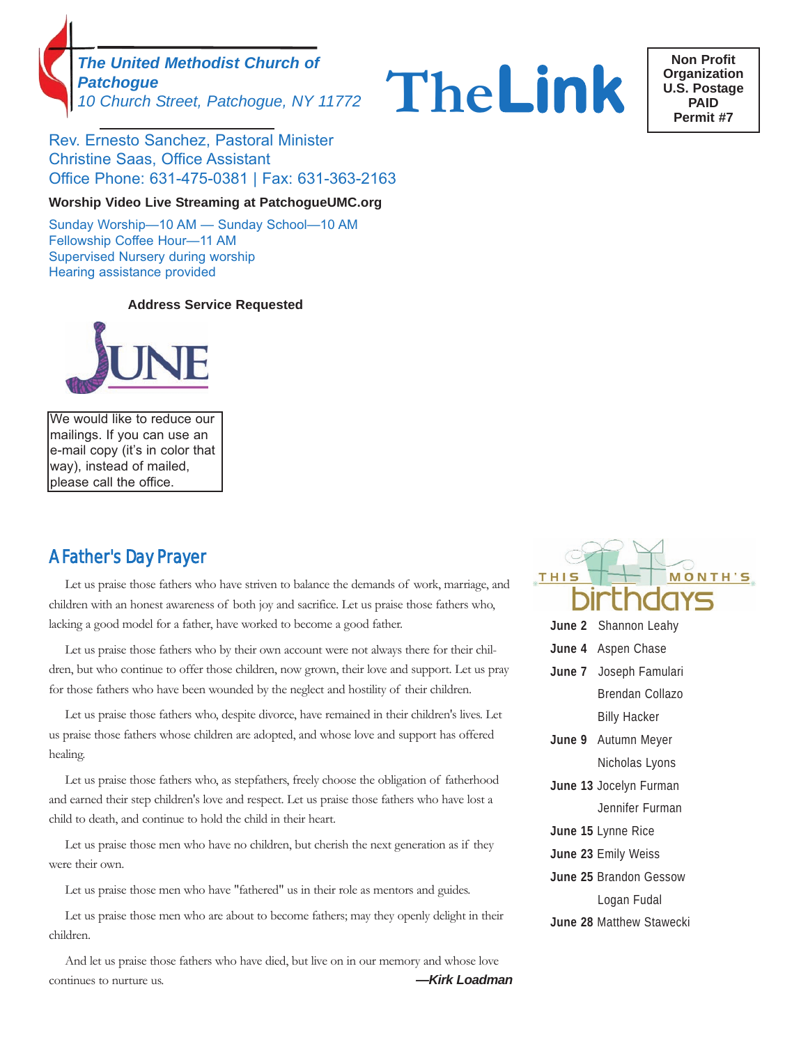The United Methodist Church of Patchogue
10 Church Street, Patchogue, NY 11772

# The Link

**Non Profit Organization**
**U.S. Postage**
**PAID**
**Permit #7**

Rev. Ernesto Sanchez, Pastoral Minister
Christine Saas, Office Assistant
Office Phone: 631-475-0381 | Fax: 631-363-2163

**Worship Video Live Streaming at PatchogueUMC.org**

Sunday Worship—10 AM — Sunday School—10 AM
Fellowship Coffee Hour—11 AM
Supervised Nursery during worship
Hearing assistance provided

**Address Service Requested**

JUNE

We would like to reduce our mailings. If you can use an e-mail copy (it's in color that way), instead of mailed, please call the office.

## A Father's Day Prayer

Let us praise those fathers who have striven to balance the demands of work, marriage, and children with an honest awareness of both joy and sacrifice. Let us praise those fathers who, lacking a good model for a father, have worked to become a good father.

Let us praise those fathers who by their own account were not always there for their children, but who continue to offer those children, now grown, their love and support. Let us pray for those fathers who have been wounded by the neglect and hostility of their children.

Let us praise those fathers who, despite divorce, have remained in their children's lives. Let us praise those fathers whose children are adopted, and whose love and support has offered healing.

Let us praise those fathers who, as stepfathers, freely choose the obligation of fatherhood and earned their step children's love and respect. Let us praise those fathers who have lost a child to death, and continue to hold the child in their heart.

Let us praise those men who have no children, but cherish the next generation as if they were their own.

Let us praise those men who have "fathered" us in their role as mentors and guides.

Let us praise those men who are about to become fathers; may they openly delight in their children.

And let us praise those fathers who have died, but live on in our memory and whose love continues to nurture us.

***—Kirk Loadman***

## This Month's Birthdays

**June 2** Shannon Leahy
**June 4** Aspen Chase
**June 7** Joseph Famulari
Brendan Collazo
Billy Hacker
**June 9** Autumn Meyer
Nicholas Lyons
**June 13** Jocelyn Furman
Jennifer Furman
**June 15** Lynne Rice
**June 23** Emily Weiss
**June 25** Brandon Gessow
Logan Fudal
**June 28** Matthew Stawecki